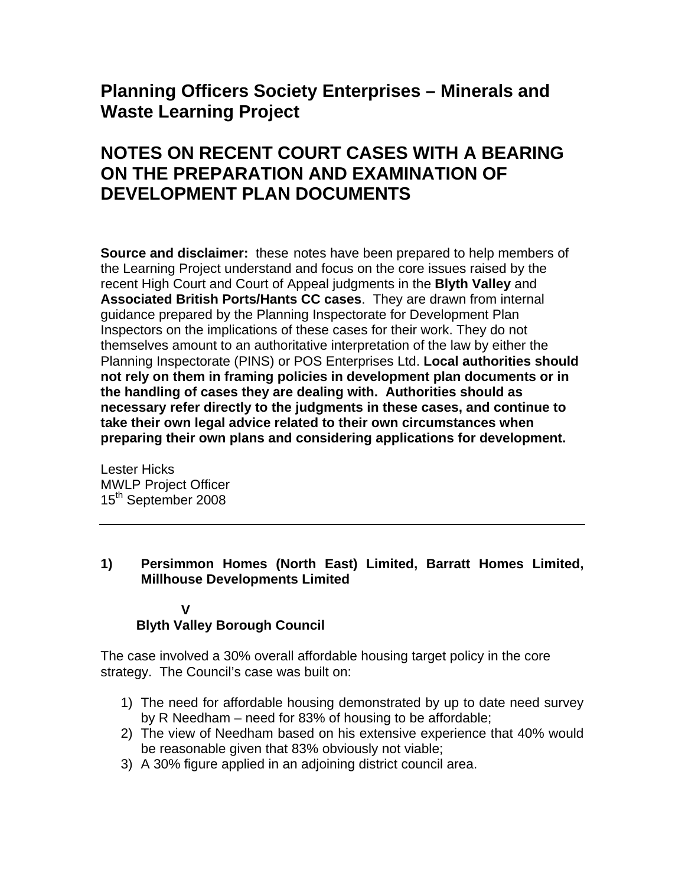# Planning Officers Society Enterprises – Minerals and Waste Learning Project

# NOTES ON RECENT COURT CASES WITH A BEARING ON THE PREPARATION AND EXAMINATION OF DEVELOPMENT PLAN DOCUMENTS

**Source and disclaimer:** these notes have been prepared to help members of the Learning Project understand and focus on the core issues raised by the recent High Court and Court of Appeal judgments in the **Blyth Valley** and **Associated British Ports/Hants CC cases**. They are drawn from internal guidance prepared by the Planning Inspectorate for Development Plan Inspectors on the implications of these cases for their work. They do not themselves amount to an authoritative interpretation of the law by either the Planning Inspectorate (PINS) or POS Enterprises Ltd. **Local authorities should not rely on them in framing policies in development plan documents or in the handling of cases they are dealing with. Authorities should as necessary refer directly to the judgments in these cases, and continue to take their own legal advice related to their own circumstances when preparing their own plans and considering applications for development.**

Lester Hicks
MWLP Project Officer
15th September 2008

---

## 1) Persimmon Homes (North East) Limited, Barratt Homes Limited, Millhouse Developments Limited

**V**

**Blyth Valley Borough Council**

The case involved a 30% overall affordable housing target policy in the core strategy. The Council's case was built on:

1) The need for affordable housing demonstrated by up to date need survey by R Needham – need for 83% of housing to be affordable;
2) The view of Needham based on his extensive experience that 40% would be reasonable given that 83% obviously not viable;
3) A 30% figure applied in an adjoining district council area.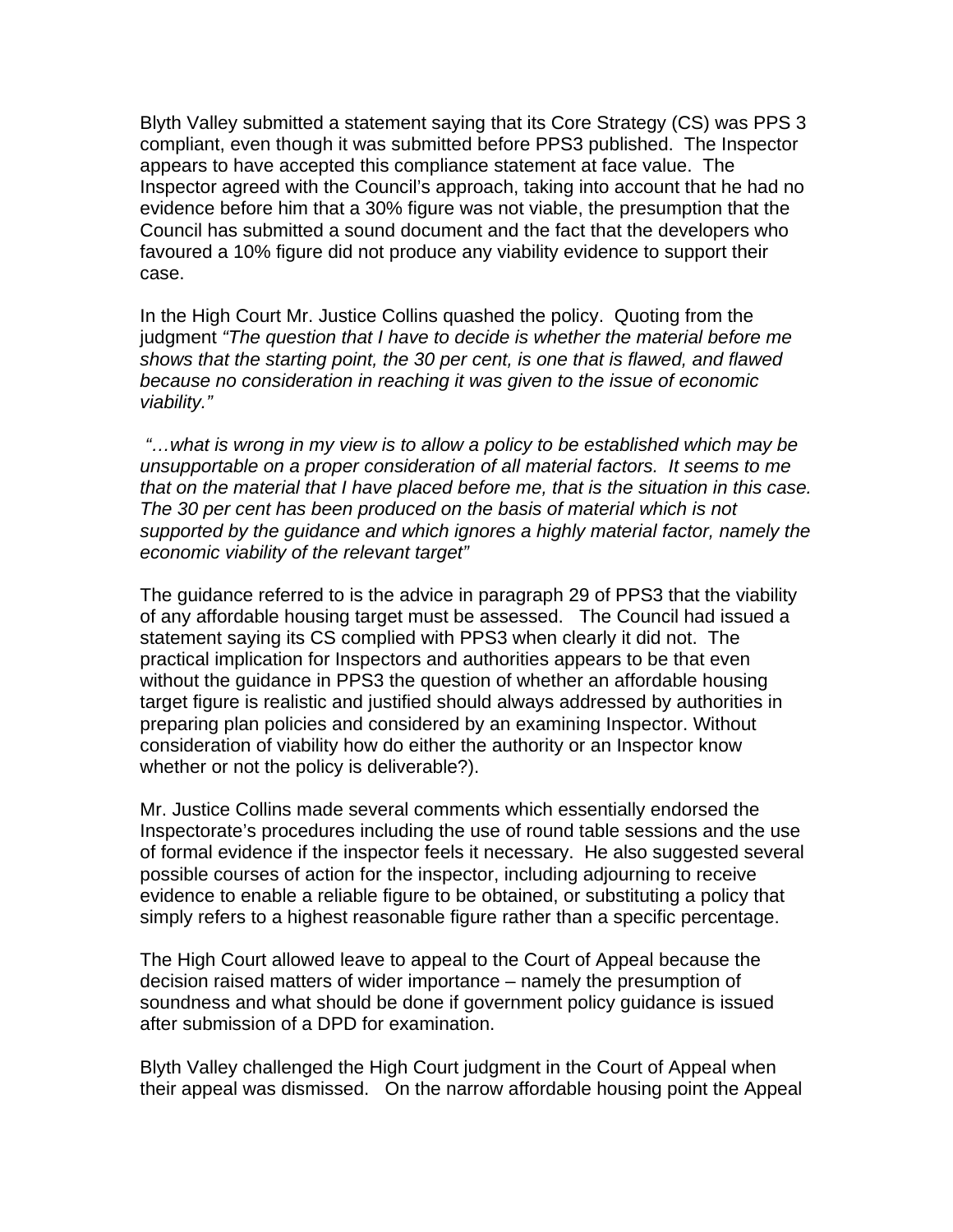Blyth Valley submitted a statement saying that its Core Strategy (CS) was PPS 3 compliant, even though it was submitted before PPS3 published. The Inspector appears to have accepted this compliance statement at face value. The Inspector agreed with the Council's approach, taking into account that he had no evidence before him that a 30% figure was not viable, the presumption that the Council has submitted a sound document and the fact that the developers who favoured a 10% figure did not produce any viability evidence to support their case.

In the High Court Mr. Justice Collins quashed the policy. Quoting from the judgment *"The question that I have to decide is whether the material before me shows that the starting point, the 30 per cent, is one that is flawed, and flawed because no consideration in reaching it was given to the issue of economic viability."*

*"…what is wrong in my view is to allow a policy to be established which may be unsupportable on a proper consideration of all material factors. It seems to me that on the material that I have placed before me, that is the situation in this case. The 30 per cent has been produced on the basis of material which is not supported by the guidance and which ignores a highly material factor, namely the economic viability of the relevant target"*

The guidance referred to is the advice in paragraph 29 of PPS3 that the viability of any affordable housing target must be assessed. The Council had issued a statement saying its CS complied with PPS3 when clearly it did not. The practical implication for Inspectors and authorities appears to be that even without the guidance in PPS3 the question of whether an affordable housing target figure is realistic and justified should always addressed by authorities in preparing plan policies and considered by an examining Inspector. Without consideration of viability how do either the authority or an Inspector know whether or not the policy is deliverable?).

Mr. Justice Collins made several comments which essentially endorsed the Inspectorate's procedures including the use of round table sessions and the use of formal evidence if the inspector feels it necessary. He also suggested several possible courses of action for the inspector, including adjourning to receive evidence to enable a reliable figure to be obtained, or substituting a policy that simply refers to a highest reasonable figure rather than a specific percentage.

The High Court allowed leave to appeal to the Court of Appeal because the decision raised matters of wider importance – namely the presumption of soundness and what should be done if government policy guidance is issued after submission of a DPD for examination.

Blyth Valley challenged the High Court judgment in the Court of Appeal when their appeal was dismissed. On the narrow affordable housing point the Appeal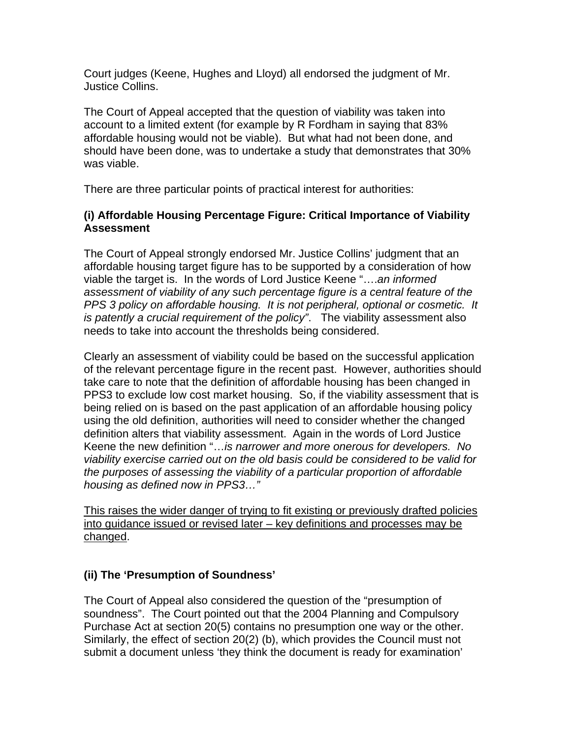Court judges (Keene, Hughes and Lloyd) all endorsed the judgment of Mr. Justice Collins.

The Court of Appeal accepted that the question of viability was taken into account to a limited extent (for example by R Fordham in saying that 83% affordable housing would not be viable). But what had not been done, and should have been done, was to undertake a study that demonstrates that 30% was viable.

There are three particular points of practical interest for authorities:

**(i) Affordable Housing Percentage Figure: Critical Importance of Viability Assessment**

The Court of Appeal strongly endorsed Mr. Justice Collins' judgment that an affordable housing target figure has to be supported by a consideration of how viable the target is. In the words of Lord Justice Keene "….*an informed assessment of viability of any such percentage figure is a central feature of the PPS 3 policy on affordable housing. It is not peripheral, optional or cosmetic. It is patently a crucial requirement of the policy"*. The viability assessment also needs to take into account the thresholds being considered.

Clearly an assessment of viability could be based on the successful application of the relevant percentage figure in the recent past. However, authorities should take care to note that the definition of affordable housing has been changed in PPS3 to exclude low cost market housing. So, if the viability assessment that is being relied on is based on the past application of an affordable housing policy using the old definition, authorities will need to consider whether the changed definition alters that viability assessment. Again in the words of Lord Justice Keene the new definition "…*is narrower and more onerous for developers. No viability exercise carried out on the old basis could be considered to be valid for the purposes of assessing the viability of a particular proportion of affordable housing as defined now in PPS3…"*

<u>This raises the wider danger of trying to fit existing or previously drafted policies into guidance issued or revised later – key definitions and processes may be changed</u>.

**(ii) The 'Presumption of Soundness'**

The Court of Appeal also considered the question of the "presumption of soundness". The Court pointed out that the 2004 Planning and Compulsory Purchase Act at section 20(5) contains no presumption one way or the other. Similarly, the effect of section 20(2) (b), which provides the Council must not submit a document unless 'they think the document is ready for examination'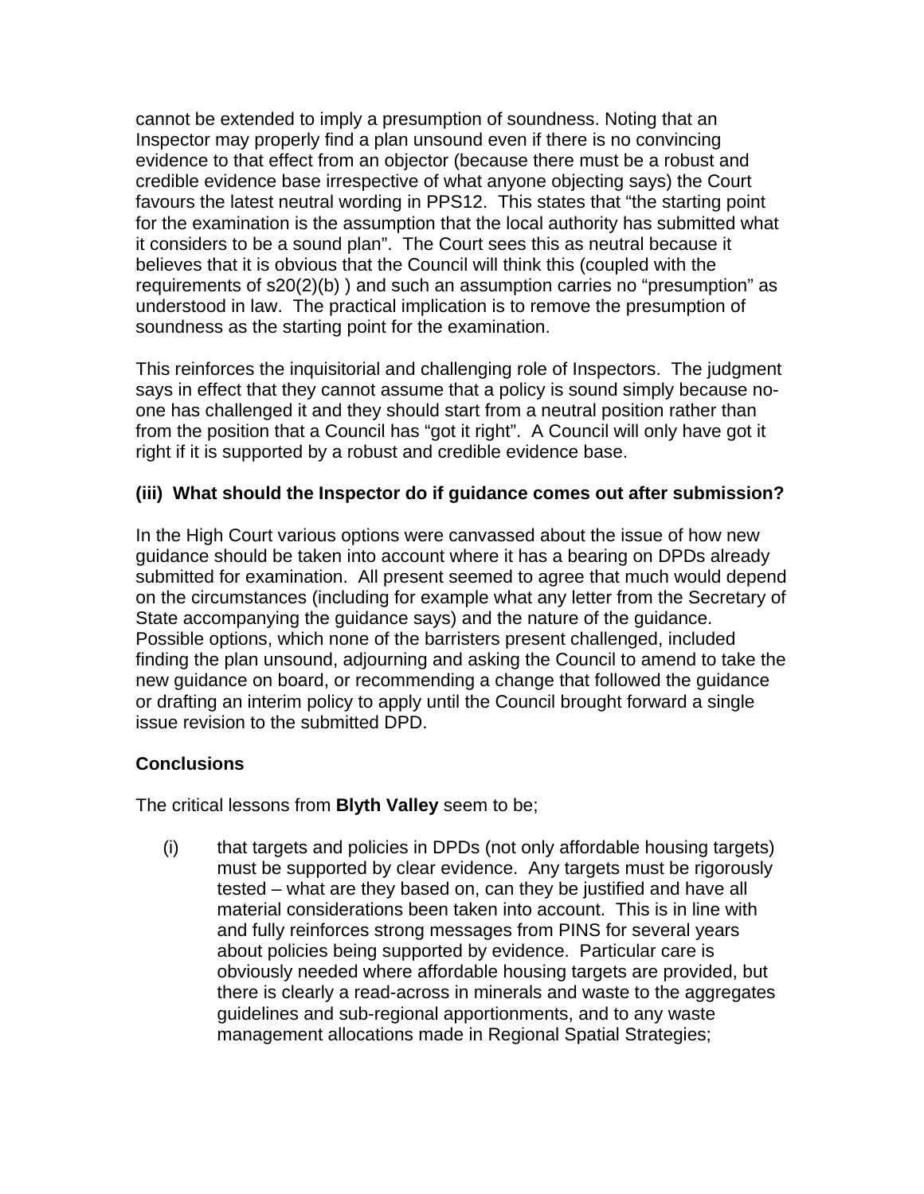cannot be extended to imply a presumption of soundness. Noting that an Inspector may properly find a plan unsound even if there is no convincing evidence to that effect from an objector (because there must be a robust and credible evidence base irrespective of what anyone objecting says) the Court favours the latest neutral wording in PPS12. This states that "the starting point for the examination is the assumption that the local authority has submitted what it considers to be a sound plan". The Court sees this as neutral because it believes that it is obvious that the Council will think this (coupled with the requirements of s20(2)(b) ) and such an assumption carries no "presumption" as understood in law. The practical implication is to remove the presumption of soundness as the starting point for the examination.

This reinforces the inquisitorial and challenging role of Inspectors. The judgment says in effect that they cannot assume that a policy is sound simply because no-one has challenged it and they should start from a neutral position rather than from the position that a Council has "got it right". A Council will only have got it right if it is supported by a robust and credible evidence base.

### (iii) What should the Inspector do if guidance comes out after submission?

In the High Court various options were canvassed about the issue of how new guidance should be taken into account where it has a bearing on DPDs already submitted for examination. All present seemed to agree that much would depend on the circumstances (including for example what any letter from the Secretary of State accompanying the guidance says) and the nature of the guidance. Possible options, which none of the barristers present challenged, included finding the plan unsound, adjourning and asking the Council to amend to take the new guidance on board, or recommending a change that followed the guidance or drafting an interim policy to apply until the Council brought forward a single issue revision to the submitted DPD.

## Conclusions

The critical lessons from **Blyth Valley** seem to be;

(i) that targets and policies in DPDs (not only affordable housing targets) must be supported by clear evidence. Any targets must be rigorously tested – what are they based on, can they be justified and have all material considerations been taken into account. This is in line with and fully reinforces strong messages from PINS for several years about policies being supported by evidence. Particular care is obviously needed where affordable housing targets are provided, but there is clearly a read-across in minerals and waste to the aggregates guidelines and sub-regional apportionments, and to any waste management allocations made in Regional Spatial Strategies;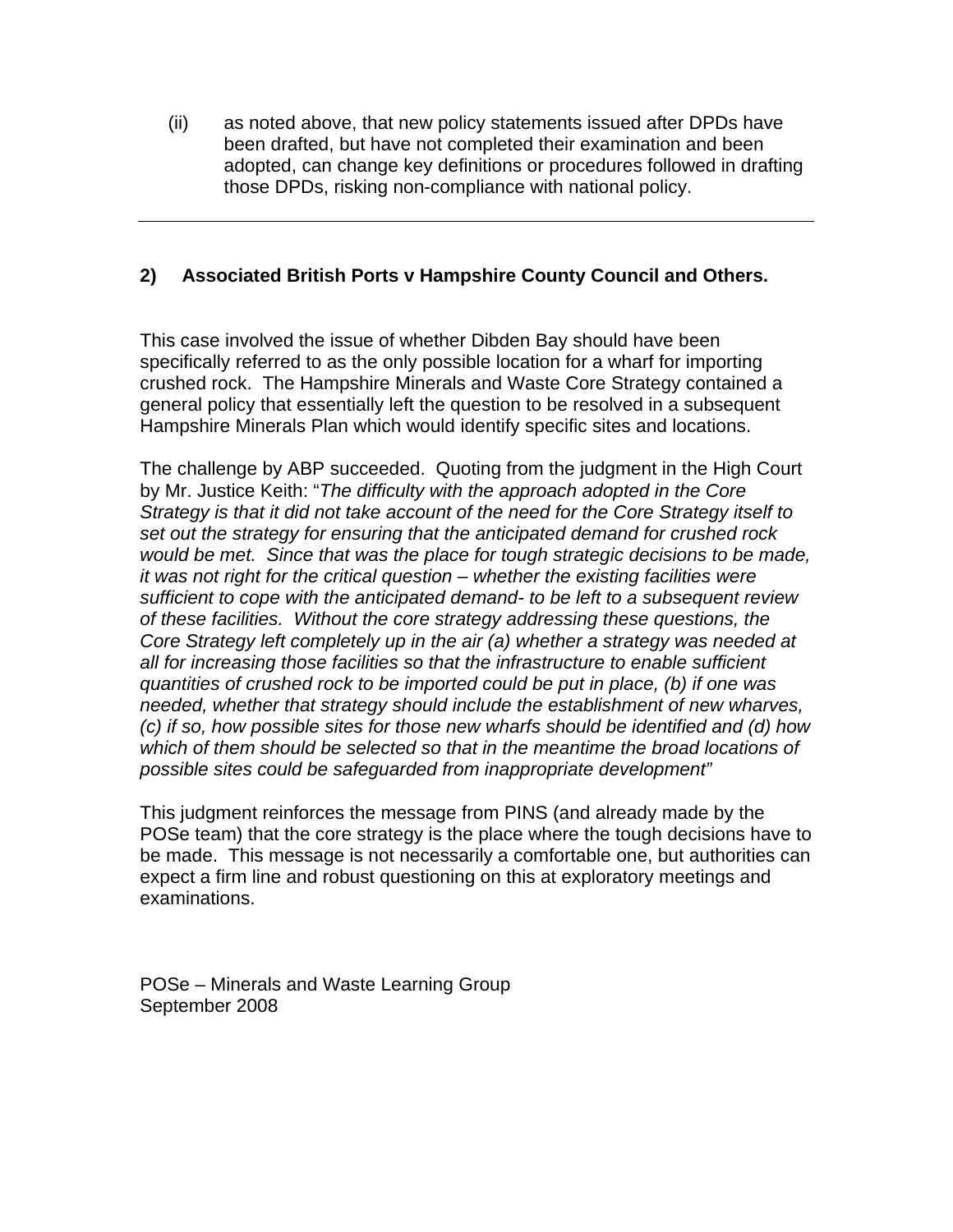(ii) as noted above, that new policy statements issued after DPDs have been drafted, but have not completed their examination and been adopted, can change key definitions or procedures followed in drafting those DPDs, risking non-compliance with national policy.

---

## 2) Associated British Ports v Hampshire County Council and Others.

This case involved the issue of whether Dibden Bay should have been specifically referred to as the only possible location for a wharf for importing crushed rock. The Hampshire Minerals and Waste Core Strategy contained a general policy that essentially left the question to be resolved in a subsequent Hampshire Minerals Plan which would identify specific sites and locations.

The challenge by ABP succeeded. Quoting from the judgment in the High Court by Mr. Justice Keith: "*The difficulty with the approach adopted in the Core Strategy is that it did not take account of the need for the Core Strategy itself to set out the strategy for ensuring that the anticipated demand for crushed rock would be met. Since that was the place for tough strategic decisions to be made, it was not right for the critical question – whether the existing facilities were sufficient to cope with the anticipated demand- to be left to a subsequent review of these facilities. Without the core strategy addressing these questions, the Core Strategy left completely up in the air (a) whether a strategy was needed at all for increasing those facilities so that the infrastructure to enable sufficient quantities of crushed rock to be imported could be put in place, (b) if one was needed, whether that strategy should include the establishment of new wharves, (c) if so, how possible sites for those new wharfs should be identified and (d) how which of them should be selected so that in the meantime the broad locations of possible sites could be safeguarded from inappropriate development*"

This judgment reinforces the message from PINS (and already made by the POSe team) that the core strategy is the place where the tough decisions have to be made. This message is not necessarily a comfortable one, but authorities can expect a firm line and robust questioning on this at exploratory meetings and examinations.

POSe – Minerals and Waste Learning Group
September 2008